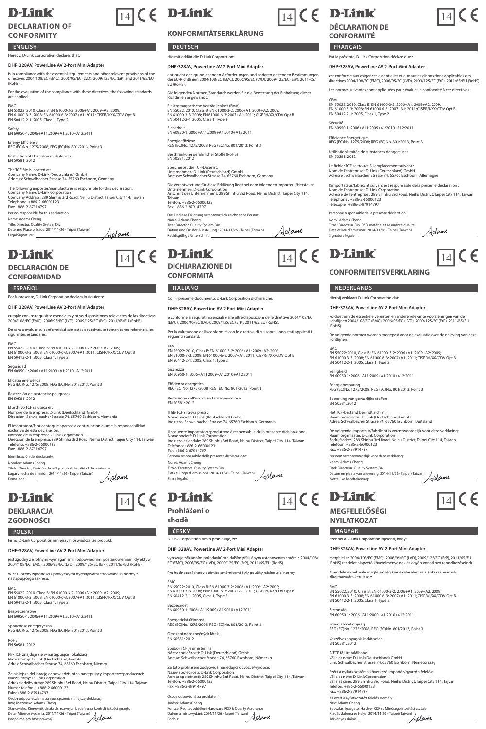D-Link

14 CE

# DECLARATION OF CONFORMITY

## ENGLISH

Hereby, D-Link Corporation declares that:

**DHP-328AV, PowerLine AV 2-Port Mini Adapter**

is in compliance with the essential requirements and other relevant provisions of the directives 2004/108/EC (EMC), 2006/95/EC (LVD), 2009/125/EC (ErP) and 2011/65/EU (RoHS).

For the evaluation of the compliance with these directives, the following standards are applied:

EMC
EN 55022: 2010, Class B; EN 61000-3-2: 2006+A1: 2009+A2: 2009;
EN 61000-3-3: 2008; EN 61000-6-3: 2007+A1: 2011; CISPR/I/XX/CDV Opt B
EN 50412-2-1: 2005, Class 1, Type 2

Safety
EN 60950-1: 2006+A11:2009+A1:2010+A12:2011

Energy Efficiency
REG (EC)No. 1275/2008; REG (EC)No. 801/2013, Point 3

Restriction of Hazardous Substances
EN 50581: 2012

The TCF file is located at:
Company Name: D-Link (Deutschland) GmbH
Address: Schwalbacher Strasse 74, 65760 Eschborn, Germany

The following importer/manufacturer is responsible for this declaration:
Company Name: D-Link Corporation
Company Address: 289 Shinhu 3rd Road, Neihu District, Taipei City 114, Taiwan
Telephone: +886-2-66000123
Fax: +886-2-87914797

Person responsible for this declaration:
Name: Adams Cheng
Title: Director, Quality System Div.
Date and Place of Issue: 2014/11/26 - Taipei (Taiwan)
Legal Signature:

D-Link

14 CE

# KONFORMITÄTSERKLÄRUNG

## DEUTSCH

Hiermit erklärt die D-Link Corporation:

**DHP-328AV, PowerLine AV 2-Port Mini Adapter**

entspricht den grundlegenden Anforderungen und anderen geltenden Bestimmungen der EU-Richtlinien 2004/108/EC (EMC), 2006/95/EC (LVD), 2009/125/EC (ErP), 2011/65/EU (RoHS).

Die folgenden Normen/Standards werden für die Bewertung der Einhaltung dieser Richtlinien angewandt:

Elektromagnetische Verträglichkeit (EMV)
EN 55022: 2010, Class B; EN 61000-3-2: 2006+A1: 2009+A2: 2009;
EN 61000-3-3: 2008; EN 61000-6-3: 2007+A1: 2011; CISPR/I/XX/CDV Opt B
EN 50412-2-1: 2005, Class 1, Type 2

Sicherheit
EN 60950-1: 2006+A11:2009+A1:2010+A12:2011

Energieeffizienz
REG (EC)No. 1275/2008; REG (EC)No. 801/2013, Point 3

Beschränkung gefährlicher Stoffe (RoHS)
EN 50581: 2012

Speicherort der TCF-Datei ist:
Unternehmen: D-Link (Deutschland) GmbH
Adresse: Schwalbacher Strasse 74, 65760 Eschborn, Germany

Die Verantwortung für diese Erklärung liegt bei dem folgenden Importeur/Hersteller:
Unternehmen: D-Link Corporation
Anschrift des Unternehmens: 289 Shinhu 3rd Road, Neihu District, Taipei City 114, Taiwan
Telefon: +886-2-66000123
Fax: +886-2-87914797

Die für diese Erklärung verantwortlich zeichnende Person:
Name: Adams Cheng
Titel: Director, Quality System Div.
Datum und Ort der Ausstellung : 2014/11/26 - Taipei (Taiwan)
Rechtsgültige Unterschrift:

D-Link

14 CE

# DÉCLARATION DE CONFORMITÉ

## FRANÇAIS

Par la présente, D-Link Corporation déclare que :

**DHP-328AV, PowerLine AV 2-Port Mini Adapter**

est conforme aux exigences essentielles et aux autres dispositions applicables des directives 2004/108/EC (EMC), 2006/95/EC (LVD), 2009/125/EC (ErP), 2011/65/EU (RoHS).

Les normes suivantes sont appliquées pour évaluer la conformité à ces directives :

CEM
EN 55022: 2010, Class B; EN 61000-3-2: 2006+A1: 2009+A2: 2009;
EN 61000-3-3: 2008; EN 61000-6-3: 2007+A1: 2011; CISPR/I/XX/CDV Opt B
EN 50412-2-1: 2005, Class 1, Type 2

Sécurité
EN 60950-1: 2006+A11:2009+A1:2010+A12:2011

Efficience énergétique
REG (EC)No. 1275/2008; REG (EC)No. 801/2013, Point 3

Utilisation limitée de substances dangereuses
EN 50581: 2012

Le fichier TCF se trouve à l'emplacement suivant :
Nom de l'entreprise : D-Link (Deutschland) GmbH
Adresse : Schwalbacher Strasse 74, 65760 Eschborn, Allemagne

L'importateur/fabricant suivant est responsable de la présente déclaration :
Nom de l'entreprise : D-Link Corporation
Adresse de l'entreprise : 289 Shinhu 3rd Road, Neihu District, Taipei City 114, Taiwan
Téléphone : +886-2-66000123
Télécopie : +886-2-87914797

Personne responsable de la présente déclaration :
Nom : Adams Cheng
Titre : Directeur, Div. R&D matériel et assurance qualité
Date et lieu d'émission : 2014/11/26 - Taipei (Taiwan)
Signature légale :

D-Link

14 CE

# DECLARACIÓN DE CONFORMIDAD

## ESPAÑOL

Por la presente, D-Link Corporation declara lo siguiente:

**DHP-328AV, PowerLine AV 2-Port Mini Adapter**

cumple con los requisitos esenciales y otras disposiciones relevantes de las directivas 2004/108/EC (EMC), 2006/95/EC (LVD), 2009/125/EC (ErP), 2011/65/EU (RoHS).

De cara a evaluar su conformidad con estas directivas, se toman como referencia los siguientes estándares:

EMC
EN 55022: 2010, Class B; EN 61000-3-2: 2006+A1: 2009+A2: 2009;
EN 61000-3-3: 2008; EN 61000-6-3: 2007+A1: 2011; CISPR/I/XX/CDV Opt B
EN 50412-2-1: 2005, Class 1, Type 2

Seguridad
EN 60950-1: 2006+A11:2009+A1:2010+A12:2011

Eficacia energética
REG (EC)No. 1275/2008; REG (EC)No. 801/2013, Point 3

Restricción de sustancias peligrosas
EN 50581: 2012

El archivo TCF se ubica en:
Nombre de la empresa: D-Link (Deutschland) GmbH
Dirección: Schwalbacher Strasse 74, 65760 Eschborn, Alemania

El importador/fabricante que aparece a continuación asume la responsabilidad exclusiva de esta declaración:
Nombre de la empresa: D-Link Corporation
Dirección de la empresa: 289 Shinhu 3rd Road, Neihu District, Taipei City 114, Taiwán
Teléfono: +886-2-66000123
Fax: +886-2-87914797

Identificación del declarante:
Nombre: Adams Cheng
Título: Director, División de I+D y control de calidad de hardware
Lugar y fecha de emisión: 2014/11/26 - Taipei (Taiwán)
Firma legal:

D-Link

14 CE

# DICHIARAZIONE DI CONFORMITÀ

## ITALIANO

Con il presente documento, D-Link Corporation dichiara che:

**DHP-328AV, PowerLine AV 2-Port Mini Adapter**

è conforme ai requisiti essenziali e alle altre disposizioni delle direttive 2004/108/EC (EMC), 2006/95/EC (LVD), 2009/125/EC (ErP), 2011/65/EU (RoHS).

Per la valutazione della conformità con le direttive di cui sopra, sono stati applicati i seguenti standard:

EMC
EN 55022: 2010, Class B; EN 61000-3-2: 2006+A1: 2009+A2: 2009;
EN 61000-3-3: 2008; EN 61000-6-3: 2007+A1: 2011; CISPR/I/XX/CDV Opt B
EN 50412-2-1: 2005, Class 1, Type 2

Sicurezza
EN 60950-1: 2006+A11:2009+A1:2010+A12:2011

Efficienza energetica
REG (EC)No. 1275/2008; REG (EC)No. 801/2013, Point 3

Restrizione dell'uso di sostanze pericolose
EN 50581: 2012

Il file TCF si trova presso:
Nome società: D-Link (Deutschland) GmbH
Indirizzo: Schwalbacher Strasse 74, 65760 Eschborn, Germania

Il seguente importatore/produttore è responsabile della presente dichiarazione:
Nome società: D-Link Corporation
Indirizzo aziendale: 289 Shinhu 3rd Road, Neihu District, Taipei City 114, Taiwan
Telefono: +886-2-66000123
Fax: +886-2-87914797

Persona responsabile della presente dichiarazione:
Nome: Adams Cheng
Titolo: Direttore, Quality System Div.
Data e luogo di emissione: 2014/11/26 - Taipei (Taiwan)
Firma legale:

D-Link

14 CE

# CONFORMITEITSVERKLARING

## NEDERLANDS

Hierbij verklaart D-Link Corporation dat:

**DHP-328AV, PowerLine AV 2-Port Mini Adapter**

voldoet aan de essentiële vereisten en andere relevante voorzieningen van de richtlijnen 2004/108/EC (EMC), 2006/95/EC (LVD), 2009/125/EC (ErP), 2011/65/EU (RoHS).

De volgende normen worden toegepast voor de evaluatie over de naleving van deze richtlijnen:

EMC
EN 55022: 2010, Class B; EN 61000-3-2: 2006+A1: 2009+A2: 2009;
EN 61000-3-3: 2008; EN 61000-6-3: 2007+A1: 2011; CISPR/I/XX/CDV Opt B
EN 50412-2-1: 2005, Class 1, Type 2

Veiligheid
EN 60950-1: 2006+A11:2009+A1:2010+A12:2011

Energiebesparing
REG (EC)No. 1275/2008; REG (EC)No. 801/2013, Point 3

Beperking van gevaarlijke stoffen
EN 50581: 2012

Het TCF-bestand bevindt zich in:
Naam organisatie: D-Link (Deutschland) GmbH
Adres: Schwalbacher Strasse 74, 65760 Eschborn, Duitsland

De volgende importeur/fabrikant is verantwoordelijk voor deze verklaring:
Naam organisatie: D-Link Corporation
Bedrijfsadres: 289 Shinhu 3rd Road, Neihu District, Taipei City 114, Taiwan
Telefoon: +886-2-66000123
Fax: +886-2-87914797

Persoon verantwoordelijk voor deze verklaring:
Naam: Adams Cheng
Titel: Directeur, Quality System Div.
Datum en plaats van aflevering: 2014/11/26 - Taipei (Taiwan)
Wettelijke handtekening:

D-Link

14 CE

# DEKLARACJA ZGODNOŚCI

## POLSKI

Firma D-Link Corporation niniejszym oświadcza, że produkt:

**DHP-328AV, PowerLine AV 2-Port Mini Adapter**

jest zgodny z istotnymi wymaganiami i odpowiednimi postanowieniami dyrektyw 2004/108/EC (EMC), 2006/95/EC (LVD), 2009/125/EC (ErP), 2011/65/EU (RoHS).

W celu oceny zgodności z powyższymi dyrektywami stosowane są normy z następującego zakresu:

EMC
EN 55022: 2010, Class B; EN 61000-3-2: 2006+A1: 2009+A2: 2009;
EN 61000-3-3: 2008; EN 61000-6-3: 2007+A1: 2011; CISPR/I/XX/CDV Opt B
EN 50412-2-1: 2005, Class 1, Type 2

Bezpieczeństwo
EN 60950-1: 2006+A11:2009+A1:2010+A12:2011

Sprawność energetyczna
REG (EC)No. 1275/2008; REG (EC)No. 801/2013, Point 3

RoHS
EN 50581: 2012

Plik TCF znajduje się w następującej lokalizacji:
Nazwa firmy: D-Link (Deutschland) GmbH
Adres: Schwalbacher Strasse 74, 65760 Eschborn, Niemcy

Za niniejszą deklarację odpowiedzialni są następujący importerzy/producenci:
Nazwa firmy: D-Link Corporation
Adres siedziby firmy: 289 Shinhu 3rd Road, Neihu District, Taipei City 114, Tajwan
Numer telefonu: +886-2-66000123
Faks: +886-2-87914797

Osoba odpowiedzialna za sporządzenie niniejszej deklaracji:
Imię i nazwisko: Adams Cheng
Stanowisko: Kierownik działu ds. rozwoju i badań oraz kontroli jakości sprzętu
Data i Miejsce wydania: 2014/11/26 - Tajpej (Tajwan)
Podpis mający moc prawną:

D-Link

14 CE

# Prohlášení o shodě

## ČESKY

D-Link Corporation tímto prohlašuje, že:

**DHP-328AV, PowerLine AV 2-Port Mini Adapter**

vyhovuje základním požadavkům a dalším příslušným ustanovením směrnic 2004/108/EC (EMC), 2006/95/EC (LVD), 2009/125/EC (ErP), 2011/65/EU (RoHS).

Pro hodnocení shody s těmito směrnicemi byly použity následující normy:

EMC
EN 55022: 2010, Class B; EN 61000-3-2: 2006+A1: 2009+A2: 2009;
EN 61000-3-3: 2008; EN 61000-6-3: 2007+A1: 2011; CISPR/I/XX/CDV Opt B
EN 50412-2-1: 2005, Class 1, Type 2

Bezpečnost
EN 60950-1: 2006+A11:2009+A1:2010+A12:2011

Energetická účinnost
REG (EC)No. 1275/2008; REG (EC)No. 801/2013, Point 3

Omezení nebezpečných látek
EN 50581: 2012

Soubor TCF je umístěn na:
Název společnosti: D-Link (Deutschland) GmbH
Adresa: Schwalbacher Strasse 74, 65760 Eschborn, Německo

Za toto prohlášení zodpovídá následující dovozce/výrobce:
Název společnosti: D-Link Corporation
Adresa společnosti: 289 Shinhu 3rd Road, Neihu District, Taipei City 114, Taiwan
Telefon: +886-2-66000123
Fax: +886-2-87914797

Osoba odpovědná za prohlášení:
Jméno: Adams Cheng
Funkce: Ředitel, oddělení Hardware R&D & Quality Assurance
Datum a místo vydání: 2014/11/26 - Taipei (Taiwan)
Podpis:

D-Link

14 CE

# MEGFELELŐSÉGI NYILATKOZAT

## MAGYAR

Ezennel a D-Link Corporation kijelenti, hogy:

**DHP-328AV, PowerLine AV 2-Port Mini Adapter**

megfelel az 2004/108/EC (EMC), 2006/95/EC (LVD), 2009/125/EC (ErP), 2011/65/EU (RoHS) rendelet alapvető követelményeinek és egyéb vonatkozó rendelkezéseinek.

A rendeleteknek való megfelelőség kiértékeléséhez az alábbi szabványok alkalmazására került sor:

EMC
EN 55022: 2010, Class B; EN 61000-3-2: 2006+A1: 2009+A2: 2009;
EN 61000-3-3: 2008; EN 61000-6-3: 2007+A1: 2011; CISPR/I/XX/CDV Opt B
EN 50412-2-1: 2005, Class 1, Type 2

Biztonság
EN 60950-1: 2006+A11:2009+A1:2010+A12:2011

Energiahatékonyság
REG (EC)No. 1275/2008; REG (EC)No. 801/2013, Point 3

Veszélyes anyagok korlátozása
EN 50581: 2012

A TCF fájl itt található:
Vállalat neve: D-Link (Deutschland) GmbH
Cím: Schwalbacher Strasse 74, 65760 Eschborn, Németország

Ezért a nyilatkozatért a következő importőr/gyártó a felelős:
Vállalat neve: D-Link Corporation
Vállalat címe: 289 Shinhu 3rd Road, Neihu District, Taipei City 114, Taiwan
Telefon: +886-2-66000123
Fax: +886-2-87914797

Az ezért a nyilatkozatért felelős személy:
Név: Adams Cheng
Beosztás: Igazgató, Hardver K&F és Minőségbiztosítási osztály
Kiadás dátuma és helye: 2014/11/26 - Tajpej (Tajvan)
Törvényes aláírás: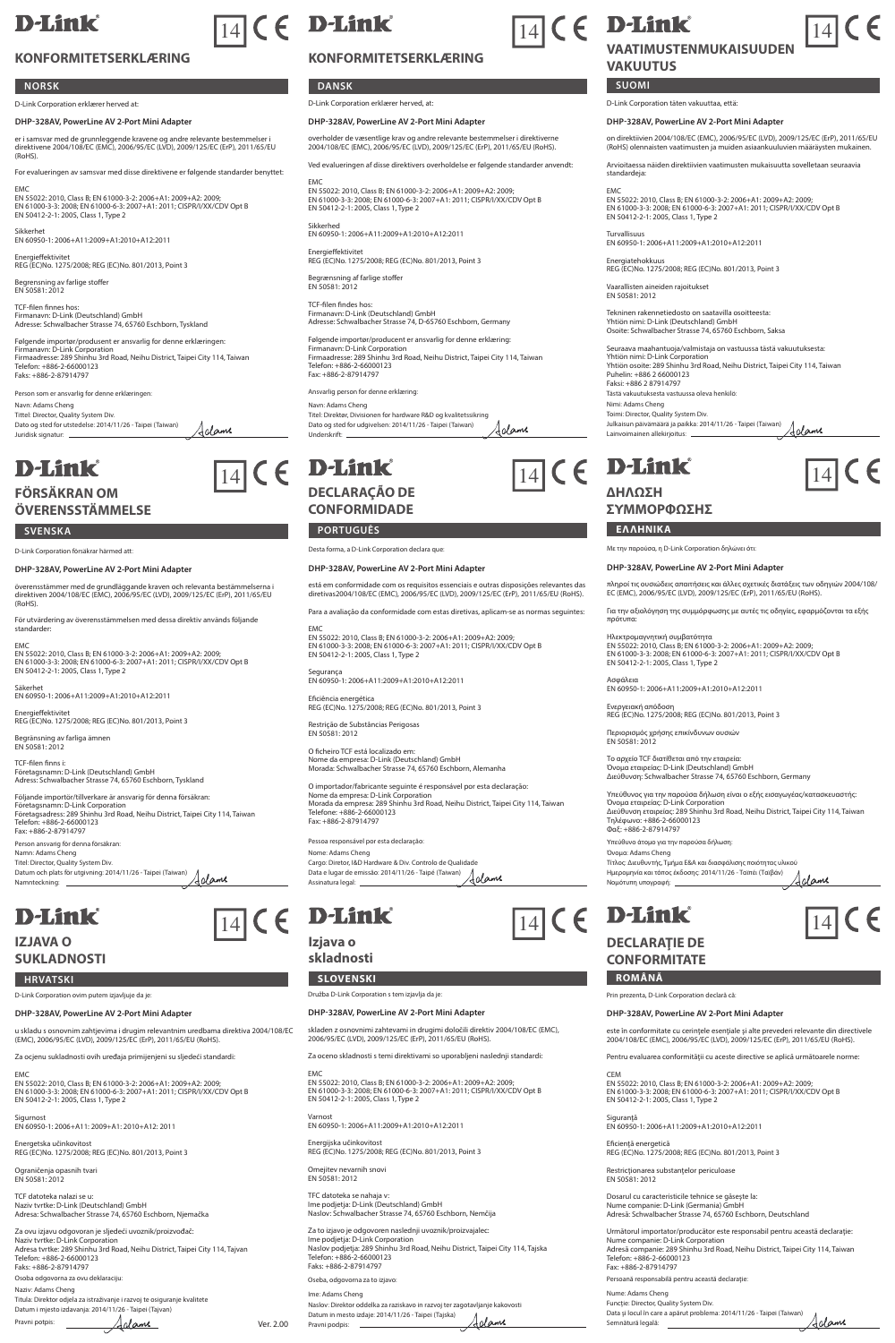# D-Link

14 CE

## KONFORMITETSERKLÆRING

### NORSK

D-Link Corporation erklærer herved at:

**DHP-328AV, PowerLine AV 2-Port Mini Adapter**

er i samsvar med de grunnleggende kravene og andre relevante bestemmelser i direktivene 2004/108/EC (EMC), 2006/95/EC (LVD), 2009/125/EC (ErP), 2011/65/EU (RoHS).

For evalueringen av samsvar med disse direktivene er følgende standarder benyttet:

EMC
EN 55022: 2010, Class B; EN 61000-3-2: 2006+A1: 2009+A2: 2009;
EN 61000-3-3: 2008; EN 61000-6-3: 2007+A1: 2011; CISPR/I/XX/CDV Opt B
EN 50412-2-1: 2005, Class 1, Type 2

Sikkerhet
EN 60950-1: 2006+A11:2009+A1:2010+A12:2011

Energieffektivitet
REG (EC)No. 1275/2008; REG (EC)No. 801/2013, Point 3

Begrensning av farlige stoffer
EN 50581: 2012

TCF-filen finnes hos:
Firmanavn: D-Link (Deutschland) GmbH
Adresse: Schwalbacher Strasse 74, 65760 Eschborn, Tyskland

Følgende importør/produsent er ansvarlig for denne erklæringen:
Firmanavn: D-Link Corporation
Firmaadresse: 289 Shinhu 3rd Road, Neihu District, Taipei City 114, Taiwan
Telefon: +886-2-66000123
Faks: +886-2-87914797

Person som er ansvarlig for denne erklæringen:
Navn: Adams Cheng
Tittel: Director, Quality System Div.
Dato og sted for utstedelse: 2014/11/26 - Taipei (Taiwan)
Juridisk signatur: Adams

# D-Link

14 CE

## KONFORMITETSERKLÆRING

### DANSK

D-Link Corporation erklærer herved, at:

**DHP-328AV, PowerLine AV 2-Port Mini Adapter**

overholder de væsentlige krav og andre relevante bestemmelser i direktiverne 2004/108/EC (EMC), 2006/95/EC (LVD), 2009/125/EC (ErP), 2011/65/EU (RoHS).

Ved evalueringen af disse direktivers overholdelse er følgende standarder anvendt:

EMC
EN 55022: 2010, Class B; EN 61000-3-2: 2006+A1: 2009+A2: 2009;
EN 61000-3-3: 2008; EN 61000-6-3: 2007+A1: 2011; CISPR/I/XX/CDV Opt B
EN 50412-2-1: 2005, Class 1, Type 2

Sikkerhed
EN 60950-1: 2006+A11:2009+A1:2010+A12:2011

Energieffektivitet
REG (EC)No. 1275/2008; REG (EC)No. 801/2013, Point 3

Begrænsning af farlige stoffer
EN 50581: 2012

TCF-filen findes hos:
Firmanavn: D-Link (Deutschland) GmbH
Adresse: Schwalbacher Strasse 74, D-65760 Eschborn, Germany

Følgende importør/producent er ansvarlig for denne erklæring:
Firmanavn: D-Link Corporation
Firmaadresse: 289 Shinhu 3rd Road, Neihu District, Taipei City 114, Taiwan
Telefon: +886-2-66000123
Fax: +886-2-87914797

Ansvarlig person for denne erklæring:
Navn: Adams Cheng
Titel: Direktør, Divisionen for hardware R&D og kvalitetssikring
Dato og sted for udgivelsen: 2014/11/26 - Taipei (Taiwan)
Underskrift: Adams

# D-Link

14 CE

## VAATIMUSTENMUKAISUUDEN VAKUUTUS

### SUOMI

D-Link Corporation täten vakuuttaa, että:

**DHP-328AV, PowerLine AV 2-Port Mini Adapter**

on direktiivien 2004/108/EC (EMC), 2006/95/EC (LVD), 2009/125/EC (ErP), 2011/65/EU (RoHS) olennaisten vaatimusten ja muiden asiaankuuluvien määräysten mukainen.

Arvioitaessa näiden direktiivien vaatimusten mukaisuutta sovelletaan seuraavia standardeja:

EMC
EN 55022: 2010, Class B; EN 61000-3-2: 2006+A1: 2009+A2: 2009;
EN 61000-3-3: 2008; EN 61000-6-3: 2007+A1: 2011; CISPR/I/XX/CDV Opt B
EN 50412-2-1: 2005, Class 1, Type 2

Turvallisuus
EN 60950-1: 2006+A11:2009+A1:2010+A12:2011

Energiatehokkuus
REG (EC)No. 1275/2008; REG (EC)No. 801/2013, Point 3

Vaarallisten aineiden rajoitukset
EN 50581: 2012

Tekninen rakennetiedosto on saatavilla osoitteesta:
Yhtiön nimi: D-Link (Deutschland) GmbH
Osoite: Schwalbacher Strasse 74, 65760 Eschborn, Saksa

Seuraava maahantuoja/valmistaja on vastuussa tästä vakuutuksesta:
Yhtiön nimi: D-Link Corporation
Yhtiön osoite: 289 Shinhu 3rd Road, Neihu District, Taipei City 114, Taiwan
Puhelin: +886 2 66000123
Faksi: +886 2 87914797
Tästä vakuutuksesta vastuussa oleva henkilö:
Nimi: Adams Cheng
Toimi: Director, Quality System Div.
Julkaisun päivämäärä ja paikka: 2014/11/26 - Taipei (Taiwan)
Lainvoimainen allekirjoitus: Adams

# D-Link

14 CE

## FÖRSÄKRAN OM ÖVERENSSTÄMMELSE

### SVENSKA

D-Link Corporation försäkrar härmed att:

**DHP-328AV, PowerLine AV 2-Port Mini Adapter**

överensstämmer med de grundläggande kraven och relevanta bestämmelserna i direktiven 2004/108/EC (EMC), 2006/95/EC (LVD), 2009/125/EC (ErP), 2011/65/EU (RoHS).

För utvärdering av överensstämmelsen med dessa direktiv används följande standarder:

EMC
EN 55022: 2010, Class B; EN 61000-3-2: 2006+A1: 2009+A2: 2009;
EN 61000-3-3: 2008; EN 61000-6-3: 2007+A1: 2011; CISPR/I/XX/CDV Opt B
EN 50412-2-1: 2005, Class 1, Type 2

Säkerhet
EN 60950-1: 2006+A11:2009+A1:2010+A12:2011

Energieffektivitet
REG (EC)No. 1275/2008; REG (EC)No. 801/2013, Point 3

Begränsning av farliga ämnen
EN 50581: 2012

TCF-filen finns i:
Företagsnamn: D-Link (Deutschland) GmbH
Adress: Schwalbacher Strasse 74, 65760 Eschborn, Tyskland

Följande importör/tillverkare är ansvarig för denna försäkran:
Företagsnamn: D-Link Corporation
Företagsadress: 289 Shinhu 3rd Road, Neihu District, Taipei City 114, Taiwan
Telefon: +886-2-66000123
Fax: +886-2-87914797

Person ansvarig för denna försäkran:
Namn: Adams Cheng
Titel: Director, Quality System Div.
Datum och plats för utgivning: 2014/11/26 - Taipei (Taiwan)
Namnteckning: Adams

# D-Link

14 CE

## DECLARAÇÃO DE CONFORMIDADE

### PORTUGUÊS

Desta forma, a D-Link Corporation declara que:

**DHP-328AV, PowerLine AV 2-Port Mini Adapter**

está em conformidade com os requisitos essenciais e outras disposições relevantes das diretivas2004/108/EC (EMC), 2006/95/EC (LVD), 2009/125/EC (ErP), 2011/65/EU (RoHS).

Para a avaliação da conformidade com estas diretivas, aplicam-se as normas seguintes:

EMC
EN 55022: 2010, Class B; EN 61000-3-2: 2006+A1: 2009+A2: 2009;
EN 61000-3-3: 2008; EN 61000-6-3: 2007+A1: 2011; CISPR/I/XX/CDV Opt B
EN 50412-2-1: 2005, Class 1, Type 2

Segurança
EN 60950-1: 2006+A11:2009+A1:2010+A12:2011

Eficiência energética
REG (EC)No. 1275/2008; REG (EC)No. 801/2013, Point 3

Restrição de Substâncias Perigosas
EN 50581: 2012

O ficheiro TCF está localizado em:
Nome da empresa: D-Link (Deutschland) GmbH
Morada: Schwalbacher Strasse 74, 65760 Eschborn, Alemanha

O importador/fabricante seguinte é responsável por esta declaração:
Nome da empresa: D-Link Corporation
Morada da empresa: 289 Shinhu 3rd Road, Neihu District, Taipei City 114, Taiwan
Telefone: +886-2-66000123
Fax: +886-2-87914797

Pessoa responsável por esta declaração:
Nome: Adams Cheng
Cargo: Diretor, I&D Hardware & Div. Controlo de Qualidade
Data e lugar de emissão: 2014/11/26 - Taipé (Taiwan)
Assinatura legal: Adams

# D-Link

14 CE

## ΔΗΛΩΣΗ ΣΥΜΜΟΡΦΩΣΗΣ

### ΕΛΛΗΝΙΚΑ

Με την παρούσα, η D-Link Corporation δηλώνει ότι:

**DHP-328AV, PowerLine AV 2-Port Mini Adapter**

πληροί τις ουσιώδεις απαιτήσεις και άλλες σχετικές διατάξεις των οδηγιών 2004/108/EC (EMC), 2006/95/EC (LVD), 2009/125/EC (ErP), 2011/65/EU (RoHS).

Για την αξιολόγηση της συμμόρφωσης με αυτές τις οδηγίες, εφαρμόζονται τα εξής πρότυπα:

Ηλεκτρομαγνητική συμβατότητα
EN 55022: 2010, Class B; EN 61000-3-2: 2006+A1: 2009+A2: 2009;
EN 61000-3-3: 2008; EN 61000-6-3: 2007+A1: 2011; CISPR/I/XX/CDV Opt B
EN 50412-2-1: 2005, Class 1, Type 2

Ασφάλεια
EN 60950-1: 2006+A11:2009+A1:2010+A12:2011

Ενεργειακή απόδοση
REG (EC)No. 1275/2008; REG (EC)No. 801/2013, Point 3

Περιορισμός χρήσης επικίνδυνων ουσιών
EN 50581: 2012

Το αρχείο TCF διατίθεται από την εταιρεία:
Όνομα εταιρείας: D-Link (Deutschland) GmbH
Διεύθυνση: Schwalbacher Strasse 74, 65760 Eschborn, Germany

Υπεύθυνος για την παρούσα δήλωση είναι ο εξής εισαγωγέας/κατασκευαστής:
Όνομα εταιρείας: D-Link Corporation
Διεύθυνση εταιρείας: 289 Shinhu 3rd Road, Neihu District, Taipei City 114, Taiwan
Τηλέφωνο: +886-2-66000123
Φαξ: +886-2-87914797

Υπεύθυνο άτομο για την παρούσα δήλωση:
Όνομα: Adams Cheng
Τίτλος: Διευθυντής, Τμήμα Ε&Α και διασφάλισης ποιότητας υλικού
Ημερομηνία και τόπος έκδοσης: 2014/11/26 - Ταϊπέι (Ταϊβάν)
Νομότυπη υπογραφή: Adams

# D-Link

14 CE

## IZJAVA O SUKLADNOSTI

### HRVATSKI

D-Link Corporation ovim putem izjavljuje da je:

**DHP-328AV, PowerLine AV 2-Port Mini Adapter**

u skladu s osnovnim zahtjevima i drugim relevantnim uredbama direktiva 2004/108/EC (EMC), 2006/95/EC (LVD), 2009/125/EC (ErP), 2011/65/EU (RoHS).

Za ocjenu sukladnosti ovih uređaja primijenjeni su sljedeći standardi:

EMC
EN 55022: 2010, Class B; EN 61000-3-2: 2006+A1: 2009+A2: 2009;
EN 61000-3-3: 2008; EN 61000-6-3: 2007+A1: 2011; CISPR/I/XX/CDV Opt B
EN 50412-2-1: 2005, Class 1, Type 2

Sigurnost
EN 60950-1: 2006+A11: 2009+A1: 2010+A12: 2011

Energetska učinkovitost
REG (EC)No. 1275/2008; REG (EC)No. 801/2013, Point 3

Ograničenja opasnih tvari
EN 50581: 2012

TCF datoteka nalazi se u:
Naziv tvrtke: D-Link (Deutschland) GmbH
Adresa: Schwalbacher Strasse 74, 65760 Eschborn, Njemačka

Za ovu izjavu odgovoran je sljedeći uvoznik/proizvođač:
Naziv tvrtke: D-Link Corporation
Adresa tvrtke: 289 Shinhu 3rd Road, Neihu District, Taipei City 114, Tajvan
Telefon: +886-2-66000123
Faks: +886-2-87914797
Osoba odgovorna za ovu deklaraciju:
Naziv: Adams Cheng
Titula: Direktor odjela za istraživanje i razvoj te osiguranje kvalitete
Datum i mjesto izdavanja: 2014/11/26 - Taipei (Tajvan)
Pravni potpis: Adams

Ver. 2.00

# D-Link

14 CE

## Izjava o skladnosti

### SLOVENSKI

Družba D-Link Corporation s tem izjavlja da je:

**DHP-328AV, PowerLine AV 2-Port Mini Adapter**

skladen z osnovnimi zahtevami in drugimi določili direktiv 2004/108/EC (EMC), 2006/95/EC (LVD), 2009/125/EC (ErP), 2011/65/EU (RoHS).

Za oceno skladnosti s temi direktivami so uporabljeni naslednji standardi:

EMC
EN 55022: 2010, Class B; EN 61000-3-2: 2006+A1: 2009+A2: 2009;
EN 61000-3-3: 2008; EN 61000-6-3: 2007+A1: 2011; CISPR/I/XX/CDV Opt B
EN 50412-2-1: 2005, Class 1, Type 2

Varnost
EN 60950-1: 2006+A11:2009+A1:2010+A12:2011

Energijska učinkovitost
REG (EC)No. 1275/2008; REG (EC)No. 801/2013, Point 3

Omejitev nevarnih snovi
EN 50581: 2012

TFC datoteka se nahaja v:
Ime podjetja: D-Link (Deutschland) GmbH
Naslov: Schwalbacher Strasse 74, 65760 Eschborn, Nemčija

Za to izjavo je odgovoren naslednji uvoznik/proizvajalec:
Ime podjetja: D-Link Corporation
Naslov podjetja: 289 Shinhu 3rd Road, Neihu District, Taipei City 114, Tajska
Telefon: +886-2-66000123
Faks: +886-2-87914797

Oseba, odgovorna za to izjavo:
Ime: Adams Cheng
Naslov: Direktor oddelka za raziskavo in razvoj ter zagotavljanje kakovosti
Datum in mesto izdaje: 2014/11/26 - Taipei (Tajska)
Pravni podpis: Adams

# D-Link

14 CE

## DECLARAŢIE DE CONFORMITATE

### ROMÂNĂ

Prin prezenta, D-Link Corporation declară că:

**DHP-328AV, PowerLine AV 2-Port Mini Adapter**

este în conformitate cu cerinţele esenţiale şi alte prevederi relevante din directivele 2004/108/EC (EMC), 2006/95/EC (LVD), 2009/125/EC (ErP), 2011/65/EU (RoHS).

Pentru evaluarea conformităţii cu aceste directive se aplică următoarele norme:

CEM
EN 55022: 2010, Class B; EN 61000-3-2: 2006+A1: 2009+A2: 2009;
EN 61000-3-3: 2008; EN 61000-6-3: 2007+A1: 2011; CISPR/I/XX/CDV Opt B
EN 50412-2-1: 2005, Class 1, Type 2

Siguranţă
EN 60950-1: 2006+A11:2009+A1:2010+A12:2011

Eficienţă energetică
REG (EC)No. 1275/2008; REG (EC)No. 801/2013, Point 3

Restricţionarea substanţelor periculoase
EN 50581: 2012

Dosarul cu caracteristicile tehnice se găseşte la:
Nume companie: D-Link (Germania) GmbH
Adresă: Schwalbacher Strasse 74, 65760 Eschborn, Deutschland

Următorul importator/producător este responsabil pentru această declaraţie:
Nume companie: D-Link Corporation
Adresă companie: 289 Shinhu 3rd Road, Neihu District, Taipei City 114, Taiwan
Telefon: +886-2-66000123
Fax: +886-2-87914797

Persoană responsabilă pentru această declaraţie:
Nume: Adams Cheng
Funcţie: Director, Quality System Div.
Data şi locul în care a apărut problema: 2014/11/26 - Taipei (Taiwan)
Semnătură legală: Adams